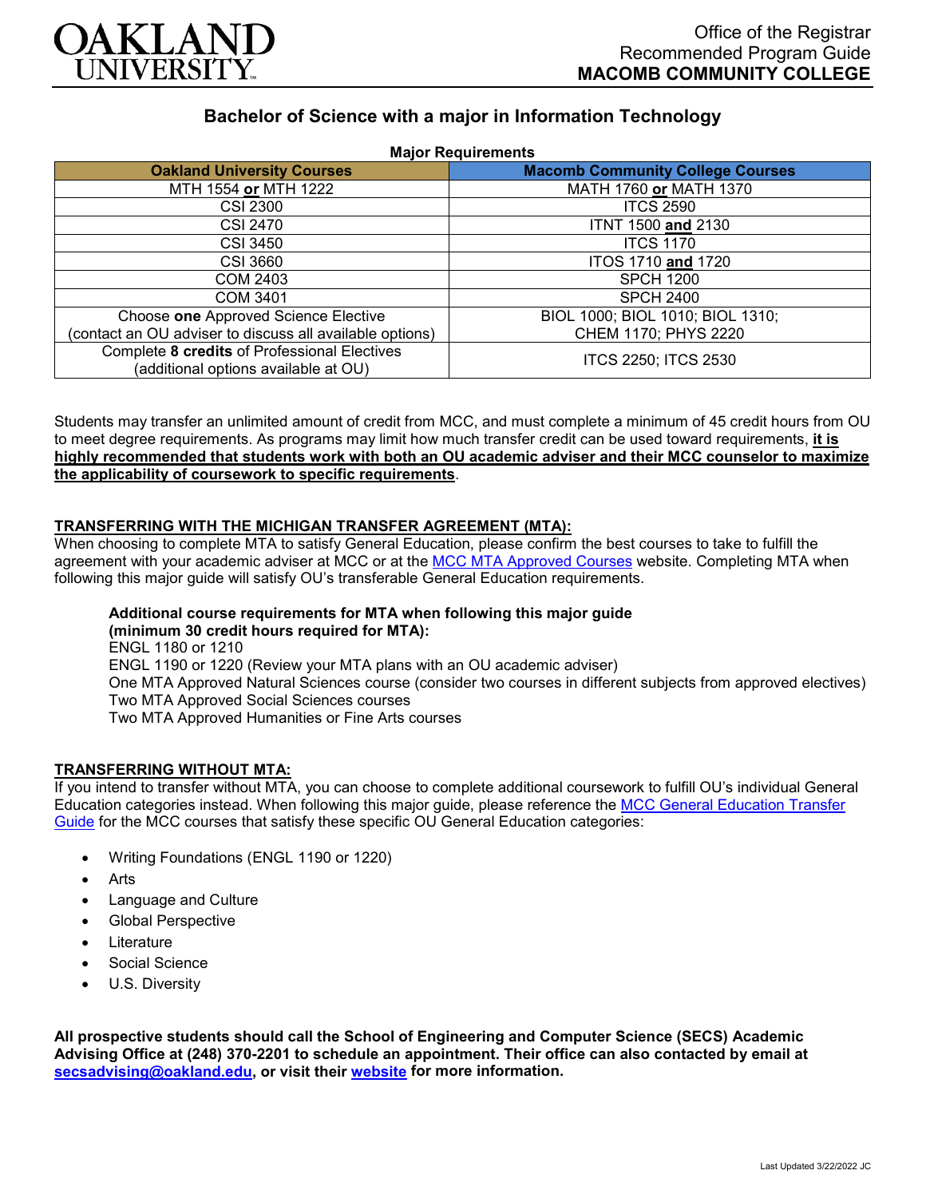OAKLAND UNIVERSITY

Office of the Registrar
Recommended Program Guide
**MACOMB COMMUNITY COLLEGE**

## Bachelor of Science with a major in Information Technology

**Major Requirements**

| Oakland University Courses | Macomb Community College Courses |
|---|---|
| MTH 1554 **or** MTH 1222 | MATH 1760 **or** MATH 1370 |
| CSI 2300 | ITCS 2590 |
| CSI 2470 | ITNT 1500 **and** 2130 |
| CSI 3450 | ITCS 1170 |
| CSI 3660 | ITOS 1710 **and** 1720 |
| COM 2403 | SPCH 1200 |
| COM 3401 | SPCH 2400 |
| Choose **one** Approved Science Elective (contact an OU adviser to discuss all available options) | BIOL 1000; BIOL 1010; BIOL 1310; CHEM 1170; PHYS 2220 |
| Complete **8 credits** of Professional Electives (additional options available at OU) | ITCS 2250; ITCS 2530 |

Students may transfer an unlimited amount of credit from MCC, and must complete a minimum of 45 credit hours from OU to meet degree requirements. As programs may limit how much transfer credit can be used toward requirements, **it is highly recommended that students work with both an OU academic adviser and their MCC counselor to maximize the applicability of coursework to specific requirements**.

### TRANSFERRING WITH THE MICHIGAN TRANSFER AGREEMENT (MTA):

When choosing to complete MTA to satisfy General Education, please confirm the best courses to take to fulfill the agreement with your academic adviser at MCC or at the MCC MTA Approved Courses website. Completing MTA when following this major guide will satisfy OU's transferable General Education requirements.

**Additional course requirements for MTA when following this major guide (minimum 30 credit hours required for MTA):**

ENGL 1180 or 1210
ENGL 1190 or 1220 (Review your MTA plans with an OU academic adviser)
One MTA Approved Natural Sciences course (consider two courses in different subjects from approved electives)
Two MTA Approved Social Sciences courses
Two MTA Approved Humanities or Fine Arts courses

### TRANSFERRING WITHOUT MTA:

If you intend to transfer without MTA, you can choose to complete additional coursework to fulfill OU's individual General Education categories instead. When following this major guide, please reference the MCC General Education Transfer Guide for the MCC courses that satisfy these specific OU General Education categories:

- Writing Foundations (ENGL 1190 or 1220)
- Arts
- Language and Culture
- Global Perspective
- Literature
- Social Science
- U.S. Diversity

**All prospective students should call the School of Engineering and Computer Science (SECS) Academic Advising Office at (248) 370-2201 to schedule an appointment. Their office can also contacted by email at secsadvising@oakland.edu, or visit their website for more information.**

Last Updated 3/22/2022 JC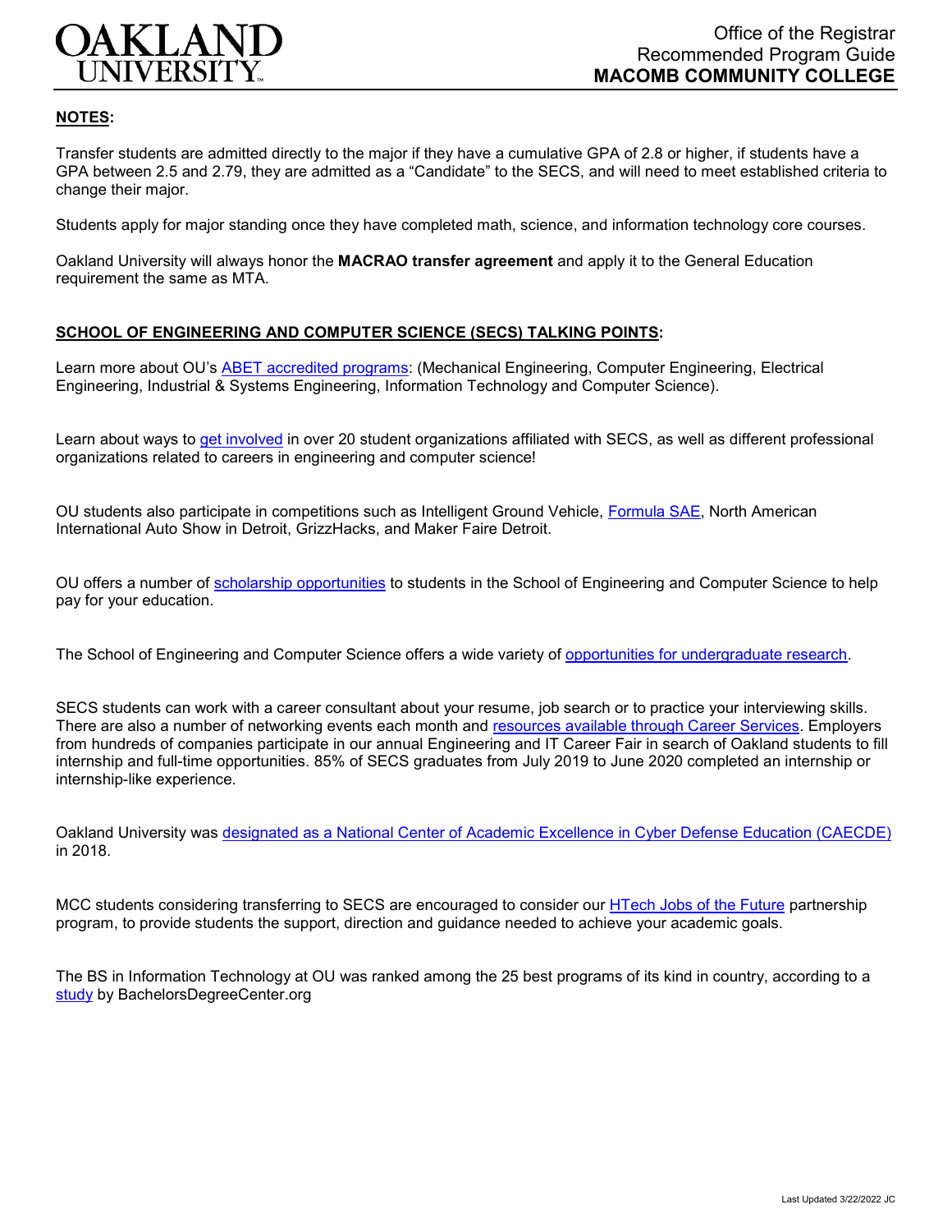**NOTES:**

Transfer students are admitted directly to the major if they have a cumulative GPA of 2.8 or higher, if students have a GPA between 2.5 and 2.79, they are admitted as a "Candidate" to the SECS, and will need to meet established criteria to change their major.

Students apply for major standing once they have completed math, science, and information technology core courses.

Oakland University will always honor the **MACRAO transfer agreement** and apply it to the General Education requirement the same as MTA.

**SCHOOL OF ENGINEERING AND COMPUTER SCIENCE (SECS) TALKING POINTS:**

Learn more about OU's ABET accredited programs: (Mechanical Engineering, Computer Engineering, Electrical Engineering, Industrial & Systems Engineering, Information Technology and Computer Science).

Learn about ways to get involved in over 20 student organizations affiliated with SECS, as well as different professional organizations related to careers in engineering and computer science!

OU students also participate in competitions such as Intelligent Ground Vehicle, Formula SAE, North American International Auto Show in Detroit, GrizzHacks, and Maker Faire Detroit.

OU offers a number of scholarship opportunities to students in the School of Engineering and Computer Science to help pay for your education.

The School of Engineering and Computer Science offers a wide variety of opportunities for undergraduate research.

SECS students can work with a career consultant about your resume, job search or to practice your interviewing skills. There are also a number of networking events each month and resources available through Career Services. Employers from hundreds of companies participate in our annual Engineering and IT Career Fair in search of Oakland students to fill internship and full-time opportunities. 85% of SECS graduates from July 2019 to June 2020 completed an internship or internship-like experience.

Oakland University was designated as a National Center of Academic Excellence in Cyber Defense Education (CAECDE) in 2018.

MCC students considering transferring to SECS are encouraged to consider our HTech Jobs of the Future partnership program, to provide students the support, direction and guidance needed to achieve your academic goals.

The BS in Information Technology at OU was ranked among the 25 best programs of its kind in country, according to a study by BachelorsDegreeCenter.org